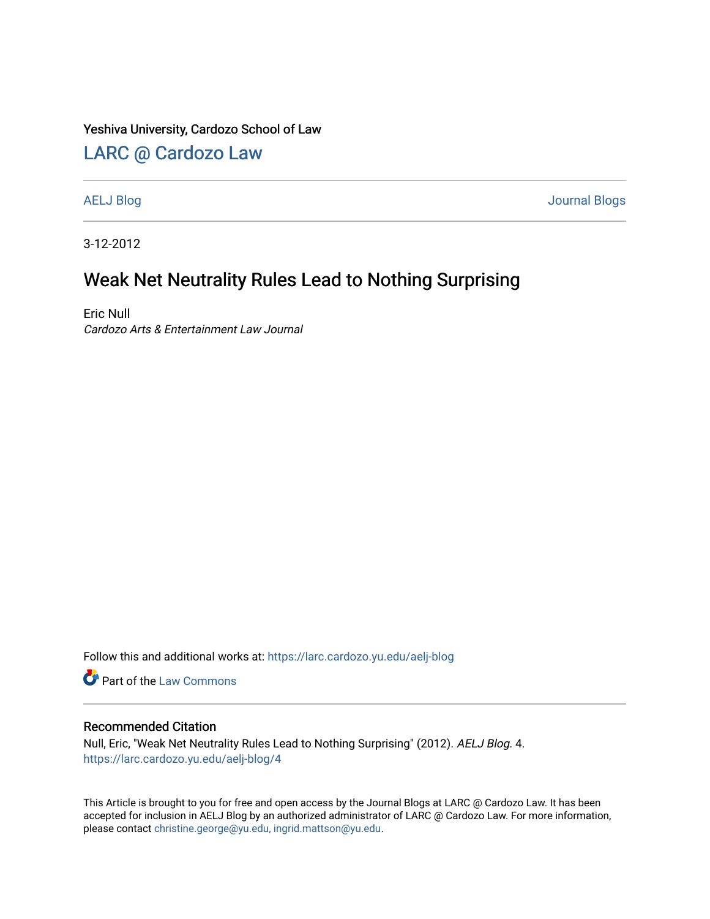Yeshiva University, Cardozo School of Law

# LARC @ Cardozo Law

AELJ Blog | Journal Blogs

3-12-2012

## Weak Net Neutrality Rules Lead to Nothing Surprising

Eric Null
*Cardozo Arts & Entertainment Law Journal*

Follow this and additional works at: https://larc.cardozo.yu.edu/aelj-blog

Part of the Law Commons

### Recommended Citation

Null, Eric, "Weak Net Neutrality Rules Lead to Nothing Surprising" (2012). *AELJ Blog*. 4.
https://larc.cardozo.yu.edu/aelj-blog/4

This Article is brought to you for free and open access by the Journal Blogs at LARC @ Cardozo Law. It has been accepted for inclusion in AELJ Blog by an authorized administrator of LARC @ Cardozo Law. For more information, please contact christine.george@yu.edu, ingrid.mattson@yu.edu.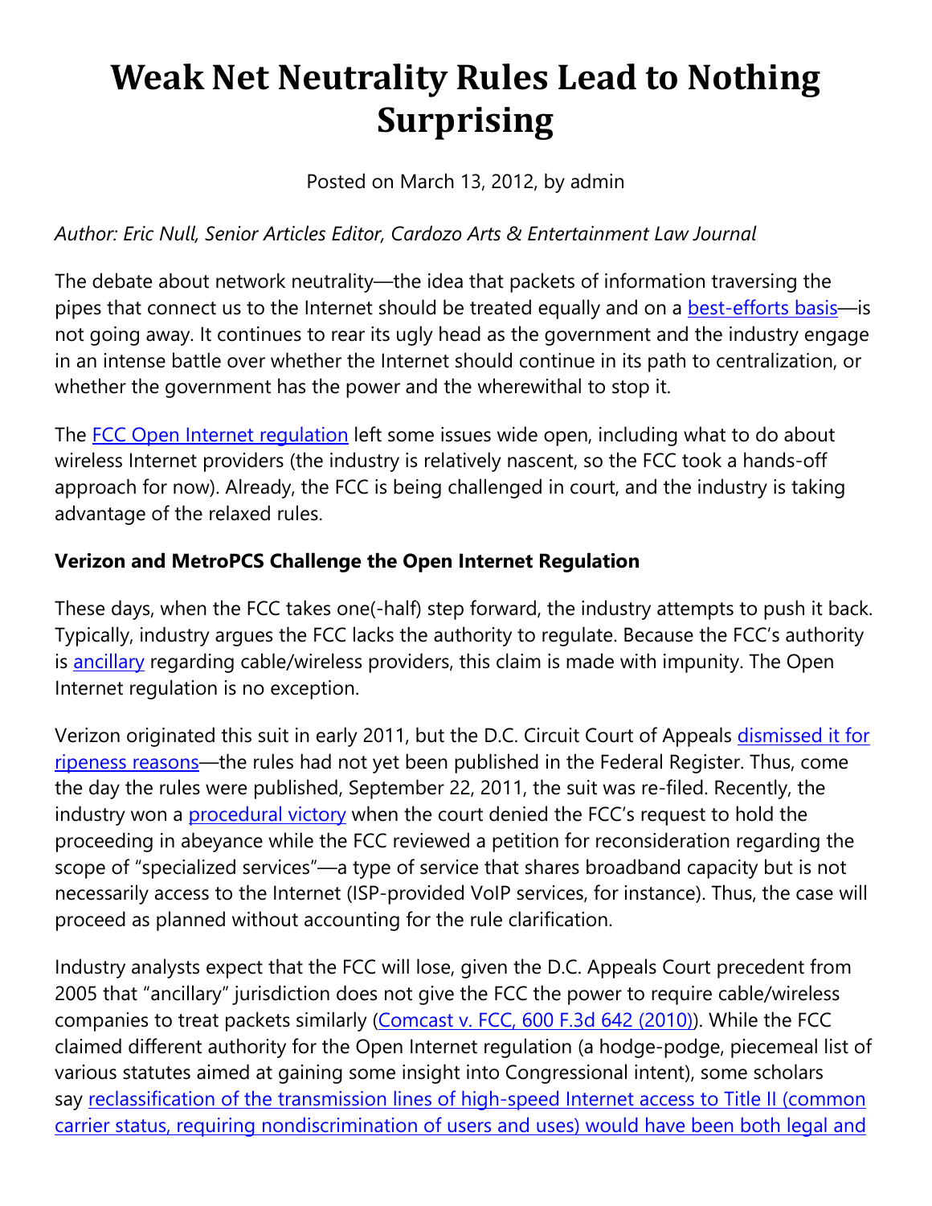# Weak Net Neutrality Rules Lead to Nothing Surprising

Posted on March 13, 2012, by admin

*Author: Eric Null, Senior Articles Editor, Cardozo Arts & Entertainment Law Journal*

The debate about network neutrality—the idea that packets of information traversing the pipes that connect us to the Internet should be treated equally and on a best-efforts basis—is not going away. It continues to rear its ugly head as the government and the industry engage in an intense battle over whether the Internet should continue in its path to centralization, or whether the government has the power and the wherewithal to stop it.

The FCC Open Internet regulation left some issues wide open, including what to do about wireless Internet providers (the industry is relatively nascent, so the FCC took a hands-off approach for now). Already, the FCC is being challenged in court, and the industry is taking advantage of the relaxed rules.

**Verizon and MetroPCS Challenge the Open Internet Regulation**

These days, when the FCC takes one(-half) step forward, the industry attempts to push it back. Typically, industry argues the FCC lacks the authority to regulate. Because the FCC's authority is ancillary regarding cable/wireless providers, this claim is made with impunity. The Open Internet regulation is no exception.

Verizon originated this suit in early 2011, but the D.C. Circuit Court of Appeals dismissed it for ripeness reasons—the rules had not yet been published in the Federal Register. Thus, come the day the rules were published, September 22, 2011, the suit was re-filed. Recently, the industry won a procedural victory when the court denied the FCC's request to hold the proceeding in abeyance while the FCC reviewed a petition for reconsideration regarding the scope of "specialized services"—a type of service that shares broadband capacity but is not necessarily access to the Internet (ISP-provided VoIP services, for instance). Thus, the case will proceed as planned without accounting for the rule clarification.

Industry analysts expect that the FCC will lose, given the D.C. Appeals Court precedent from 2005 that "ancillary" jurisdiction does not give the FCC the power to require cable/wireless companies to treat packets similarly (Comcast v. FCC, 600 F.3d 642 (2010)). While the FCC claimed different authority for the Open Internet regulation (a hodge-podge, piecemeal list of various statutes aimed at gaining some insight into Congressional intent), some scholars say reclassification of the transmission lines of high-speed Internet access to Title II (common carrier status, requiring nondiscrimination of users and uses) would have been both legal and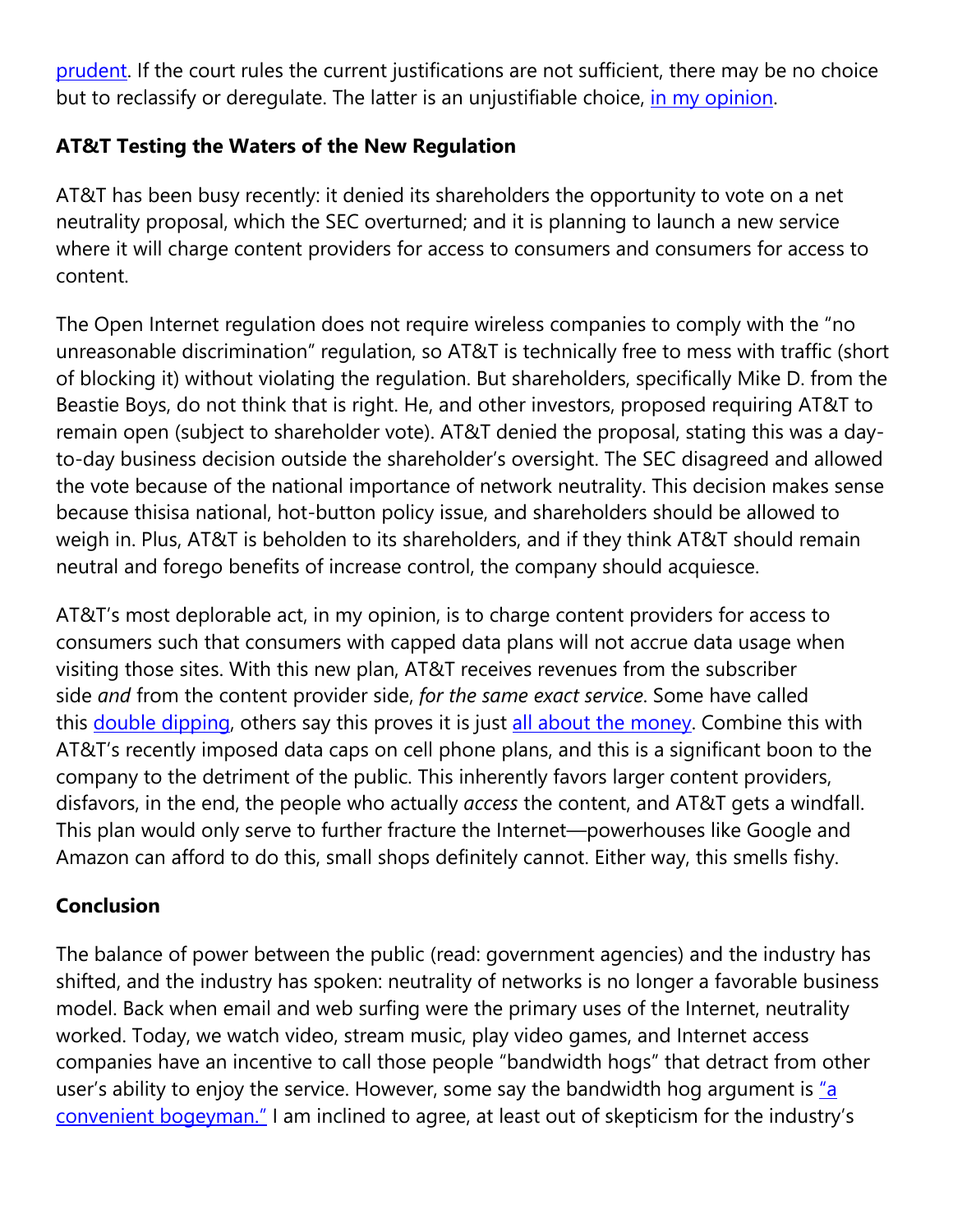prudent. If the court rules the current justifications are not sufficient, there may be no choice but to reclassify or deregulate. The latter is an unjustifiable choice, in my opinion.

**AT&T Testing the Waters of the New Regulation**

AT&T has been busy recently: it denied its shareholders the opportunity to vote on a net neutrality proposal, which the SEC overturned; and it is planning to launch a new service where it will charge content providers for access to consumers and consumers for access to content.

The Open Internet regulation does not require wireless companies to comply with the "no unreasonable discrimination" regulation, so AT&T is technically free to mess with traffic (short of blocking it) without violating the regulation. But shareholders, specifically Mike D. from the Beastie Boys, do not think that is right. He, and other investors, proposed requiring AT&T to remain open (subject to shareholder vote). AT&T denied the proposal, stating this was a day-to-day business decision outside the shareholder's oversight. The SEC disagreed and allowed the vote because of the national importance of network neutrality. This decision makes sense because thisisa national, hot-button policy issue, and shareholders should be allowed to weigh in. Plus, AT&T is beholden to its shareholders, and if they think AT&T should remain neutral and forego benefits of increase control, the company should acquiesce.

AT&T's most deplorable act, in my opinion, is to charge content providers for access to consumers such that consumers with capped data plans will not accrue data usage when visiting those sites. With this new plan, AT&T receives revenues from the subscriber side *and* from the content provider side, *for the same exact service*. Some have called this double dipping, others say this proves it is just all about the money. Combine this with AT&T's recently imposed data caps on cell phone plans, and this is a significant boon to the company to the detriment of the public. This inherently favors larger content providers, disfavors, in the end, the people who actually *access* the content, and AT&T gets a windfall. This plan would only serve to further fracture the Internet—powerhouses like Google and Amazon can afford to do this, small shops definitely cannot. Either way, this smells fishy.

**Conclusion**

The balance of power between the public (read: government agencies) and the industry has shifted, and the industry has spoken: neutrality of networks is no longer a favorable business model. Back when email and web surfing were the primary uses of the Internet, neutrality worked. Today, we watch video, stream music, play video games, and Internet access companies have an incentive to call those people "bandwidth hogs" that detract from other user's ability to enjoy the service. However, some say the bandwidth hog argument is "a convenient bogeyman." I am inclined to agree, at least out of skepticism for the industry's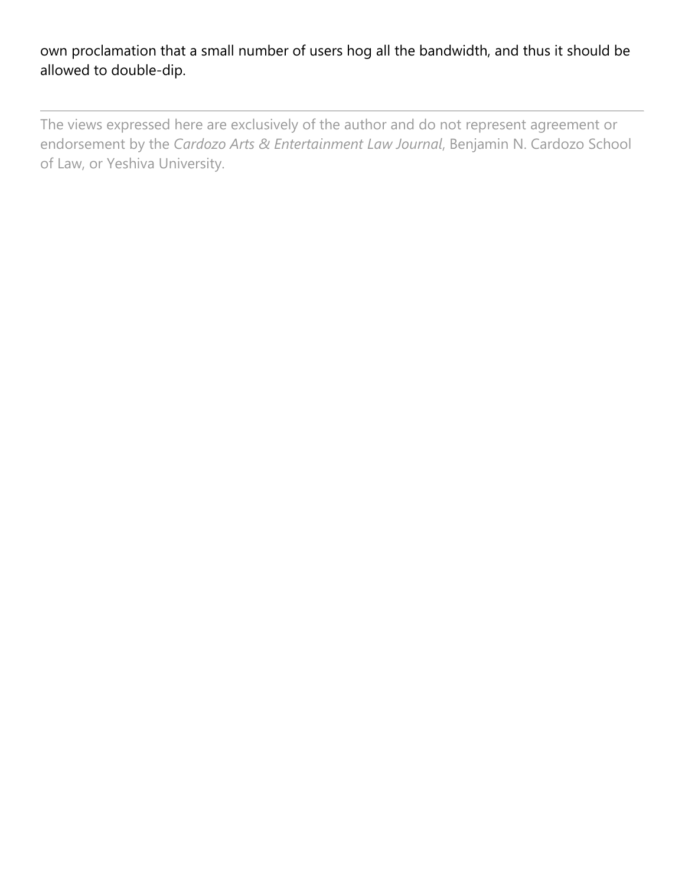own proclamation that a small number of users hog all the bandwidth, and thus it should be allowed to double-dip.

---

The views expressed here are exclusively of the author and do not represent agreement or endorsement by the *Cardozo Arts & Entertainment Law Journal*, Benjamin N. Cardozo School of Law, or Yeshiva University.